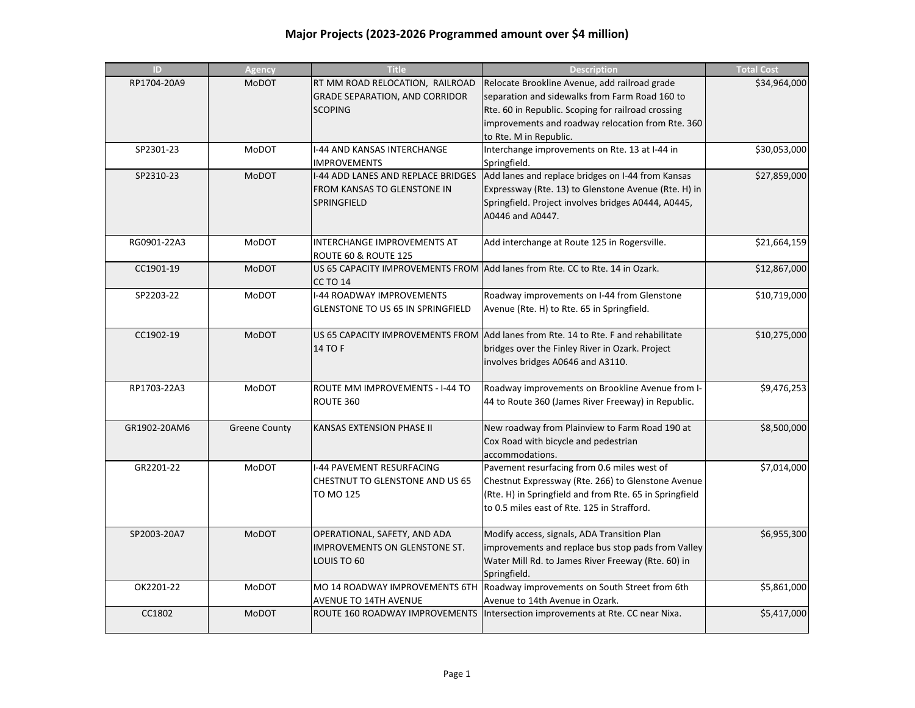# Major Projects (2023-2026 Programmed amount over $4 million)

| ID | Agency | Title | Description | Total Cost |
|---|---|---|---|---|
| RP1704-20A9 | MoDOT | RT MM ROAD RELOCATION, RAILROAD GRADE SEPARATION, AND CORRIDOR SCOPING | Relocate Brookline Avenue, add railroad grade separation and sidewalks from Farm Road 160 to Rte. 60 in Republic. Scoping for railroad crossing improvements and roadway relocation from Rte. 360 to Rte. M in Republic. | $34,964,000 |
| SP2301-23 | MoDOT | I-44 AND KANSAS INTERCHANGE IMPROVEMENTS | Interchange improvements on Rte. 13 at I-44 in Springfield. | $30,053,000 |
| SP2310-23 | MoDOT | I-44 ADD LANES AND REPLACE BRIDGES FROM KANSAS TO GLENSTONE IN SPRINGFIELD | Add lanes and replace bridges on I-44 from Kansas Expressway (Rte. 13) to Glenstone Avenue (Rte. H) in Springfield. Project involves bridges A0444, A0445, A0446 and A0447. | $27,859,000 |
| RG0901-22A3 | MoDOT | INTERCHANGE IMPROVEMENTS AT ROUTE 60 & ROUTE 125 | Add interchange at Route 125 in Rogersville. | $21,664,159 |
| CC1901-19 | MoDOT | US 65 CAPACITY IMPROVEMENTS FROM CC TO 14 | Add lanes from Rte. CC to Rte. 14 in Ozark. | $12,867,000 |
| SP2203-22 | MoDOT | I-44 ROADWAY IMPROVEMENTS GLENSTONE TO US 65 IN SPRINGFIELD | Roadway improvements on I-44 from Glenstone Avenue (Rte. H) to Rte. 65 in Springfield. | $10,719,000 |
| CC1902-19 | MoDOT | US 65 CAPACITY IMPROVEMENTS FROM 14 TO F | Add lanes from Rte. 14 to Rte. F and rehabilitate bridges over the Finley River in Ozark. Project involves bridges A0646 and A3110. | $10,275,000 |
| RP1703-22A3 | MoDOT | ROUTE MM IMPROVEMENTS - I-44 TO ROUTE 360 | Roadway improvements on Brookline Avenue from I-44 to Route 360 (James River Freeway) in Republic. | $9,476,253 |
| GR1902-20AM6 | Greene County | KANSAS EXTENSION PHASE II | New roadway from Plainview to Farm Road 190 at Cox Road with bicycle and pedestrian accommodations. | $8,500,000 |
| GR2201-22 | MoDOT | I-44 PAVEMENT RESURFACING CHESTNUT TO GLENSTONE AND US 65 TO MO 125 | Pavement resurfacing from 0.6 miles west of Chestnut Expressway (Rte. 266) to Glenstone Avenue (Rte. H) in Springfield and from Rte. 65 in Springfield to 0.5 miles east of Rte. 125 in Strafford. | $7,014,000 |
| SP2003-20A7 | MoDOT | OPERATIONAL, SAFETY, AND ADA IMPROVEMENTS ON GLENSTONE ST. LOUIS TO 60 | Modify access, signals, ADA Transition Plan improvements and replace bus stop pads from Valley Water Mill Rd. to James River Freeway (Rte. 60) in Springfield. | $6,955,300 |
| OK2201-22 | MoDOT | MO 14 ROADWAY IMPROVEMENTS 6TH AVENUE TO 14TH AVENUE | Roadway improvements on South Street from 6th Avenue to 14th Avenue in Ozark. | $5,861,000 |
| CC1802 | MoDOT | ROUTE 160 ROADWAY IMPROVEMENTS | Intersection improvements at Rte. CC near Nixa. | $5,417,000 |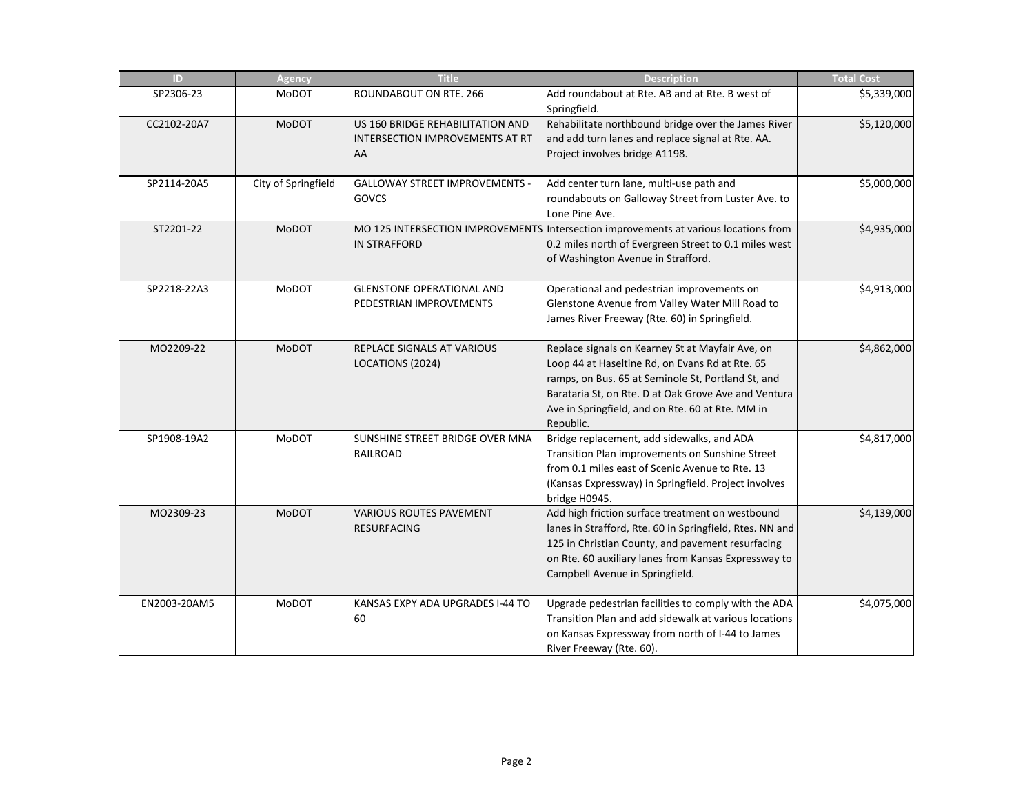| ID | Agency | Title | Description | Total Cost |
|---|---|---|---|---|
| SP2306-23 | MoDOT | ROUNDABOUT ON RTE. 266 | Add roundabout at Rte. AB and at Rte. B west of Springfield. | $5,339,000 |
| CC2102-20A7 | MoDOT | US 160 BRIDGE REHABILITATION AND INTERSECTION IMPROVEMENTS AT RT AA | Rehabilitate northbound bridge over the James River and add turn lanes and replace signal at Rte. AA. Project involves bridge A1198. | $5,120,000 |
| SP2114-20A5 | City of Springfield | GALLOWAY STREET IMPROVEMENTS - GOVCS | Add center turn lane, multi-use path and roundabouts on Galloway Street from Luster Ave. to Lone Pine Ave. | $5,000,000 |
| ST2201-22 | MoDOT | MO 125 INTERSECTION IMPROVEMENTS IN STRAFFORD | Intersection improvements at various locations from 0.2 miles north of Evergreen Street to 0.1 miles west of Washington Avenue in Strafford. | $4,935,000 |
| SP2218-22A3 | MoDOT | GLENSTONE OPERATIONAL AND PEDESTRIAN IMPROVEMENTS | Operational and pedestrian improvements on Glenstone Avenue from Valley Water Mill Road to James River Freeway (Rte. 60) in Springfield. | $4,913,000 |
| MO2209-22 | MoDOT | REPLACE SIGNALS AT VARIOUS LOCATIONS (2024) | Replace signals on Kearney St at Mayfair Ave, on Loop 44 at Haseltine Rd, on Evans Rd at Rte. 65 ramps, on Bus. 65 at Seminole St, Portland St, and Barataria St, on Rte. D at Oak Grove Ave and Ventura Ave in Springfield, and on Rte. 60 at Rte. MM in Republic. | $4,862,000 |
| SP1908-19A2 | MoDOT | SUNSHINE STREET BRIDGE OVER MNA RAILROAD | Bridge replacement, add sidewalks, and ADA Transition Plan improvements on Sunshine Street from 0.1 miles east of Scenic Avenue to Rte. 13 (Kansas Expressway) in Springfield. Project involves bridge H0945. | $4,817,000 |
| MO2309-23 | MoDOT | VARIOUS ROUTES PAVEMENT RESURFACING | Add high friction surface treatment on westbound lanes in Strafford, Rte. 60 in Springfield, Rtes. NN and 125 in Christian County, and pavement resurfacing on Rte. 60 auxiliary lanes from Kansas Expressway to Campbell Avenue in Springfield. | $4,139,000 |
| EN2003-20AM5 | MoDOT | KANSAS EXPY ADA UPGRADES I-44 TO 60 | Upgrade pedestrian facilities to comply with the ADA Transition Plan and add sidewalk at various locations on Kansas Expressway from north of I-44 to James River Freeway (Rte. 60). | $4,075,000 |